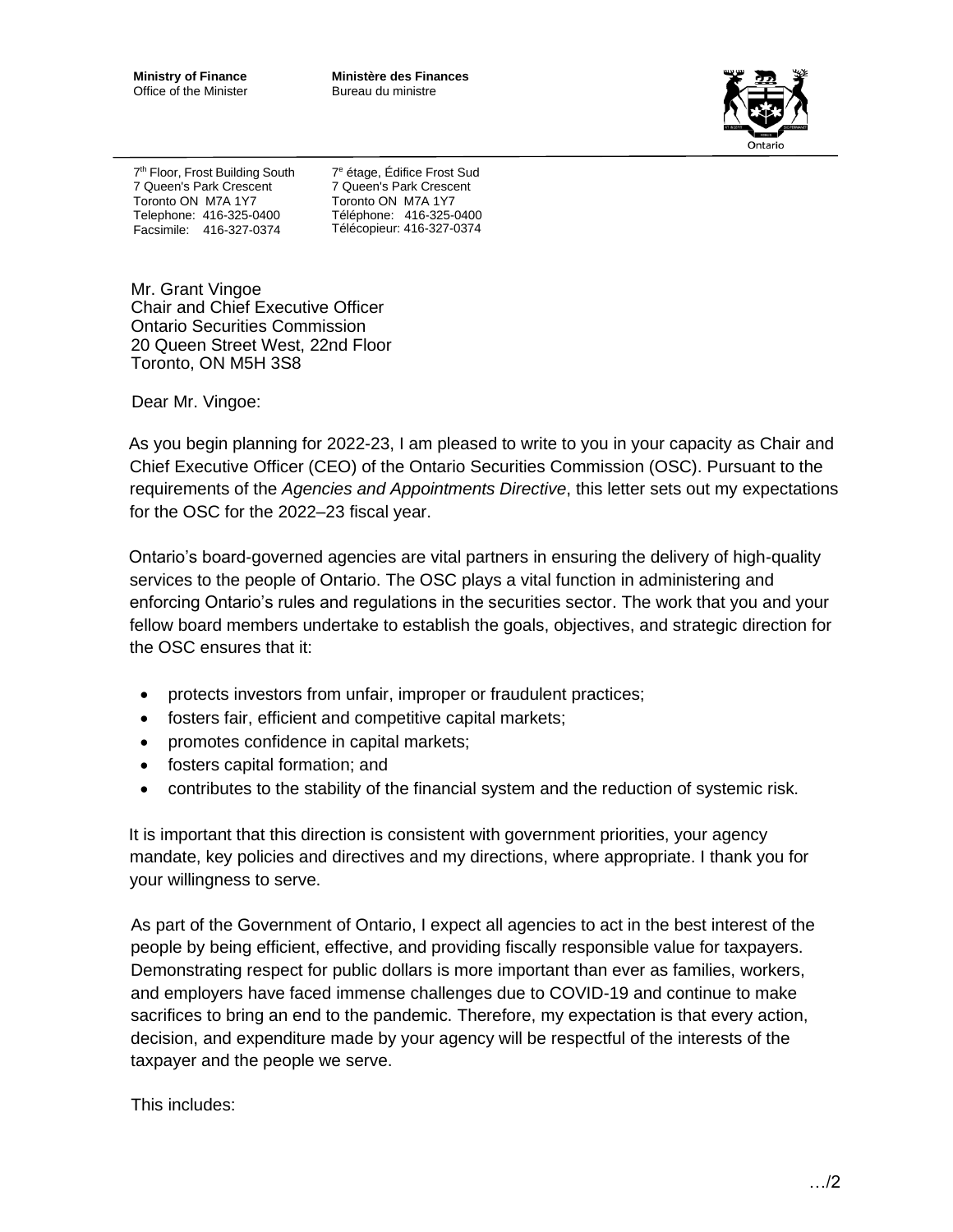**Ministry of Finance**
Office of the Minister

**Ministère des Finances**
Bureau du ministre

7th Floor, Frost Building South
7 Queen's Park Crescent
Toronto ON M7A 1Y7
Telephone: 416-325-0400
Facsimile: 416-327-0374

7e étage, Édifice Frost Sud
7 Queen's Park Crescent
Toronto ON M7A 1Y7
Téléphone: 416-325-0400
Télécopieur: 416-327-0374

Mr. Grant Vingoe
Chair and Chief Executive Officer
Ontario Securities Commission
20 Queen Street West, 22nd Floor
Toronto, ON M5H 3S8

Dear Mr. Vingoe:

As you begin planning for 2022-23, I am pleased to write to you in your capacity as Chair and Chief Executive Officer (CEO) of the Ontario Securities Commission (OSC). Pursuant to the requirements of the *Agencies and Appointments Directive*, this letter sets out my expectations for the OSC for the 2022–23 fiscal year.

Ontario's board-governed agencies are vital partners in ensuring the delivery of high-quality services to the people of Ontario. The OSC plays a vital function in administering and enforcing Ontario's rules and regulations in the securities sector. The work that you and your fellow board members undertake to establish the goals, objectives, and strategic direction for the OSC ensures that it:

- protects investors from unfair, improper or fraudulent practices;
- fosters fair, efficient and competitive capital markets;
- promotes confidence in capital markets;
- fosters capital formation; and
- contributes to the stability of the financial system and the reduction of systemic risk.

It is important that this direction is consistent with government priorities, your agency mandate, key policies and directives and my directions, where appropriate. I thank you for your willingness to serve.

As part of the Government of Ontario, I expect all agencies to act in the best interest of the people by being efficient, effective, and providing fiscally responsible value for taxpayers. Demonstrating respect for public dollars is more important than ever as families, workers, and employers have faced immense challenges due to COVID-19 and continue to make sacrifices to bring an end to the pandemic. Therefore, my expectation is that every action, decision, and expenditure made by your agency will be respectful of the interests of the taxpayer and the people we serve.

This includes: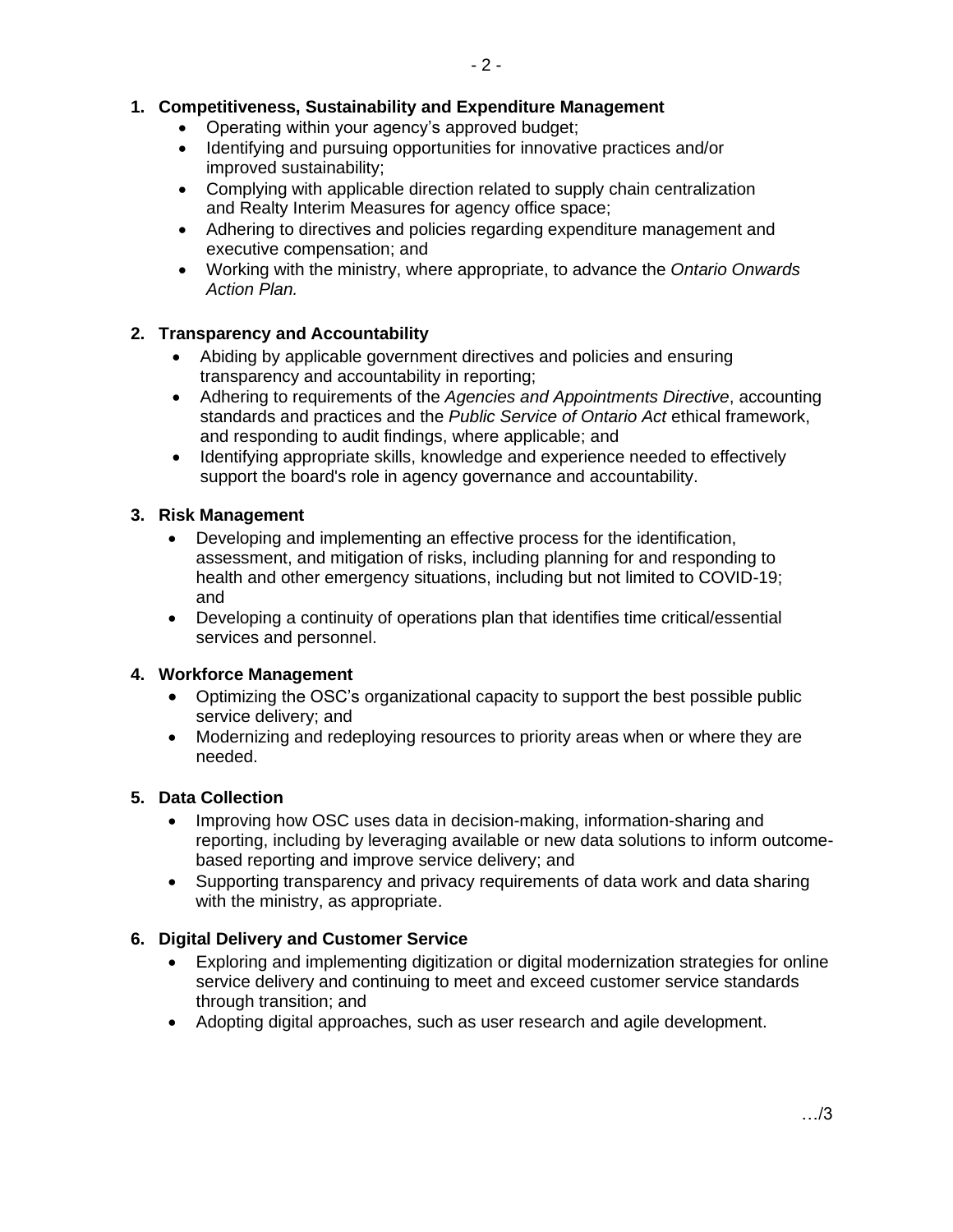1. **Competitiveness, Sustainability and Expenditure Management**
   - Operating within your agency's approved budget;
   - Identifying and pursuing opportunities for innovative practices and/or improved sustainability;
   - Complying with applicable direction related to supply chain centralization and Realty Interim Measures for agency office space;
   - Adhering to directives and policies regarding expenditure management and executive compensation; and
   - Working with the ministry, where appropriate, to advance the *Ontario Onwards Action Plan.*

2. **Transparency and Accountability**
   - Abiding by applicable government directives and policies and ensuring transparency and accountability in reporting;
   - Adhering to requirements of the *Agencies and Appointments Directive*, accounting standards and practices and the *Public Service of Ontario Act* ethical framework, and responding to audit findings, where applicable; and
   - Identifying appropriate skills, knowledge and experience needed to effectively support the board's role in agency governance and accountability.

3. **Risk Management**
   - Developing and implementing an effective process for the identification, assessment, and mitigation of risks, including planning for and responding to health and other emergency situations, including but not limited to COVID-19; and
   - Developing a continuity of operations plan that identifies time critical/essential services and personnel.

4. **Workforce Management**
   - Optimizing the OSC's organizational capacity to support the best possible public service delivery; and
   - Modernizing and redeploying resources to priority areas when or where they are needed.

5. **Data Collection**
   - Improving how OSC uses data in decision-making, information-sharing and reporting, including by leveraging available or new data solutions to inform outcome-based reporting and improve service delivery; and
   - Supporting transparency and privacy requirements of data work and data sharing with the ministry, as appropriate.

6. **Digital Delivery and Customer Service**
   - Exploring and implementing digitization or digital modernization strategies for online service delivery and continuing to meet and exceed customer service standards through transition; and
   - Adopting digital approaches, such as user research and agile development.

…/3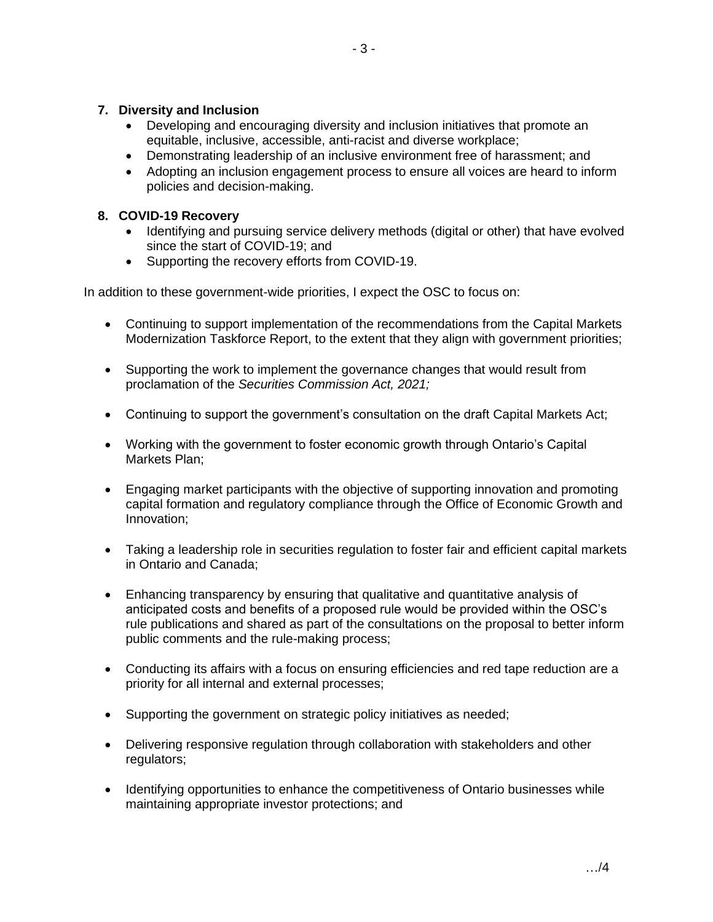**7. Diversity and Inclusion**

- Developing and encouraging diversity and inclusion initiatives that promote an equitable, inclusive, accessible, anti-racist and diverse workplace;
- Demonstrating leadership of an inclusive environment free of harassment; and
- Adopting an inclusion engagement process to ensure all voices are heard to inform policies and decision-making.

**8. COVID-19 Recovery**

- Identifying and pursuing service delivery methods (digital or other) that have evolved since the start of COVID-19; and
- Supporting the recovery efforts from COVID-19.

In addition to these government-wide priorities, I expect the OSC to focus on:

- Continuing to support implementation of the recommendations from the Capital Markets Modernization Taskforce Report, to the extent that they align with government priorities;
- Supporting the work to implement the governance changes that would result from proclamation of the *Securities Commission Act, 2021;*
- Continuing to support the government's consultation on the draft Capital Markets Act;
- Working with the government to foster economic growth through Ontario's Capital Markets Plan;
- Engaging market participants with the objective of supporting innovation and promoting capital formation and regulatory compliance through the Office of Economic Growth and Innovation;
- Taking a leadership role in securities regulation to foster fair and efficient capital markets in Ontario and Canada;
- Enhancing transparency by ensuring that qualitative and quantitative analysis of anticipated costs and benefits of a proposed rule would be provided within the OSC's rule publications and shared as part of the consultations on the proposal to better inform public comments and the rule-making process;
- Conducting its affairs with a focus on ensuring efficiencies and red tape reduction are a priority for all internal and external processes;
- Supporting the government on strategic policy initiatives as needed;
- Delivering responsive regulation through collaboration with stakeholders and other regulators;
- Identifying opportunities to enhance the competitiveness of Ontario businesses while maintaining appropriate investor protections; and

…/4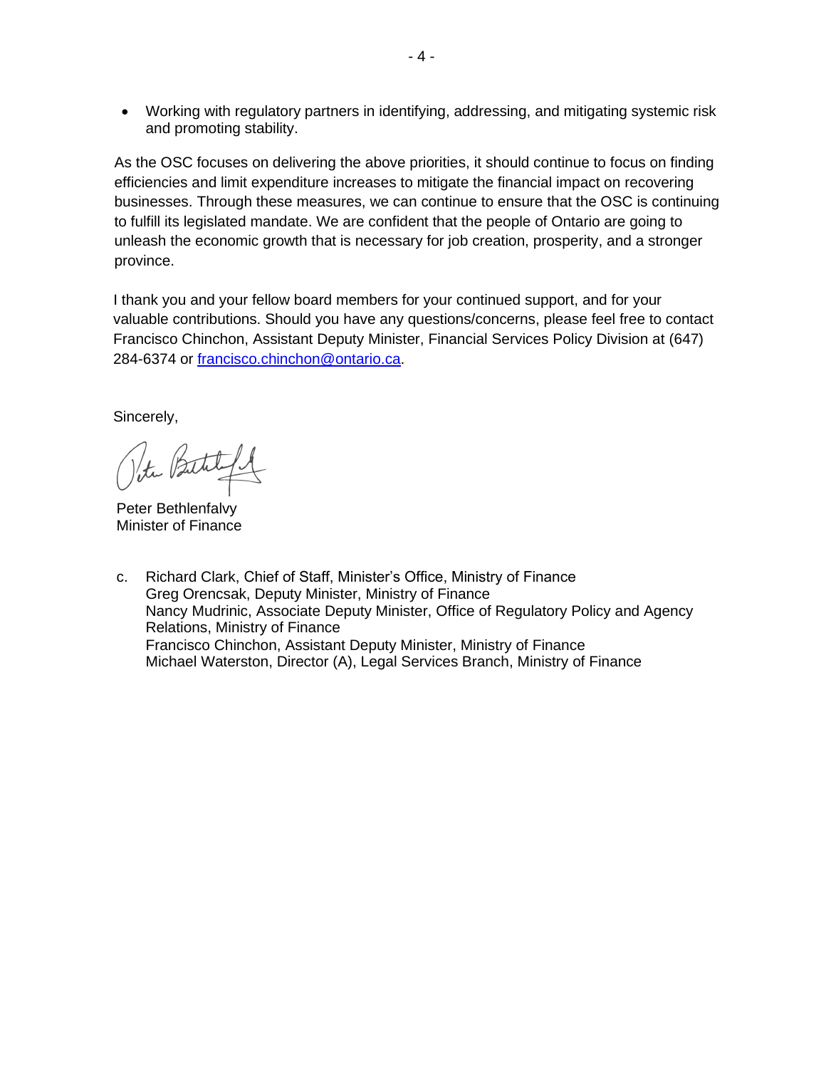- Working with regulatory partners in identifying, addressing, and mitigating systemic risk and promoting stability.

As the OSC focuses on delivering the above priorities, it should continue to focus on finding efficiencies and limit expenditure increases to mitigate the financial impact on recovering businesses. Through these measures, we can continue to ensure that the OSC is continuing to fulfill its legislated mandate. We are confident that the people of Ontario are going to unleash the economic growth that is necessary for job creation, prosperity, and a stronger province.

I thank you and your fellow board members for your continued support, and for your valuable contributions. Should you have any questions/concerns, please feel free to contact Francisco Chinchon, Assistant Deputy Minister, Financial Services Policy Division at (647) 284-6374 or [francisco.chinchon@ontario.ca](mailto:francisco.chinchon@ontario.ca).

Sincerely,

Peter Bethlenfalvy
Minister of Finance

c. Richard Clark, Chief of Staff, Minister's Office, Ministry of Finance
Greg Orencsak, Deputy Minister, Ministry of Finance
Nancy Mudrinic, Associate Deputy Minister, Office of Regulatory Policy and Agency Relations, Ministry of Finance
Francisco Chinchon, Assistant Deputy Minister, Ministry of Finance
Michael Waterston, Director (A), Legal Services Branch, Ministry of Finance